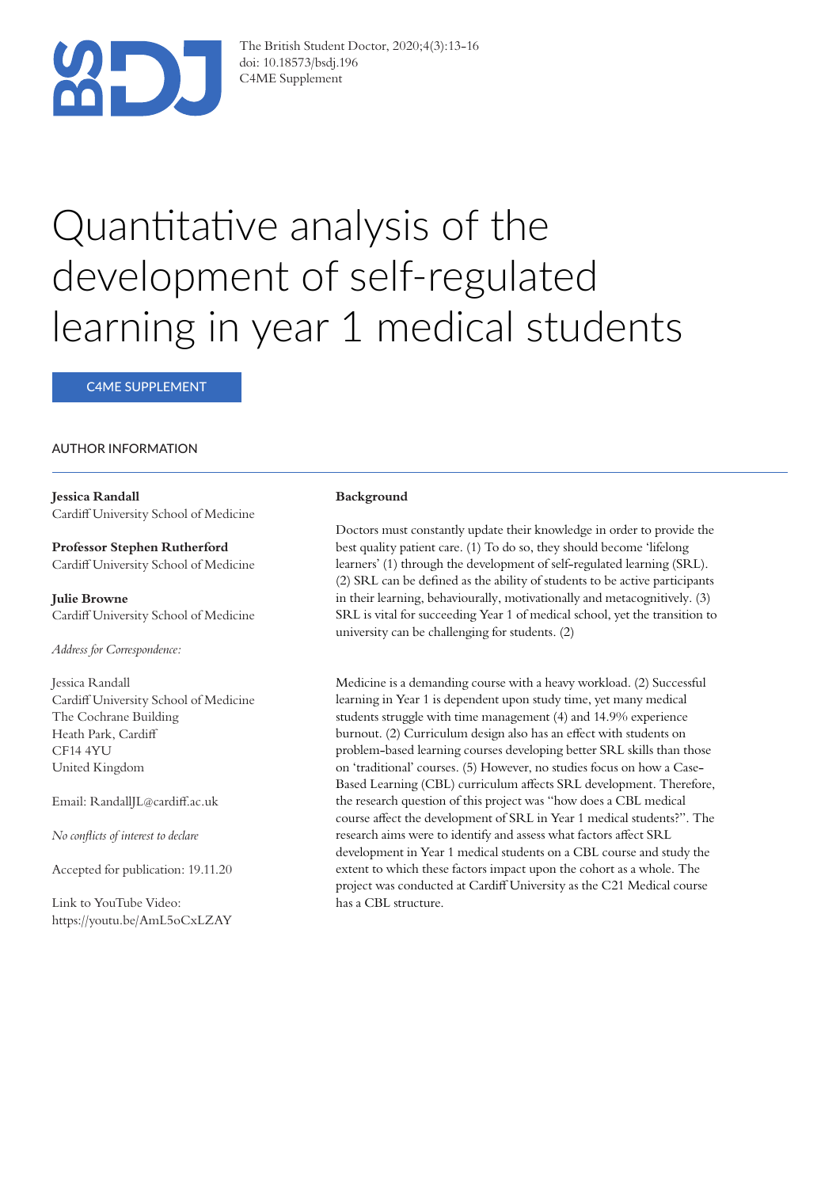# Quantitative analysis of the development of self-regulated learning in year 1 medical students

C4ME SUPPLEMENT

## AUTHOR INFORMATION

**Jessica Randall**
Cardiff University School of Medicine

**Professor Stephen Rutherford**
Cardiff University School of Medicine

**Julie Browne**
Cardiff University School of Medicine

*Address for Correspondence:*

Jessica Randall
Cardiff University School of Medicine
The Cochrane Building
Heath Park, Cardiff
CF14 4YU
United Kingdom

Email: RandallJL@cardiff.ac.uk

*No conflicts of interest to declare*

Accepted for publication: 19.11.20

Link to YouTube Video:
https://youtu.be/AmL5oCxLZAY

**Background**

Doctors must constantly update their knowledge in order to provide the best quality patient care. (1) To do so, they should become 'lifelong learners' (1) through the development of self-regulated learning (SRL). (2) SRL can be defined as the ability of students to be active participants in their learning, behaviourally, motivationally and metacognitively. (3) SRL is vital for succeeding Year 1 of medical school, yet the transition to university can be challenging for students. (2)

Medicine is a demanding course with a heavy workload. (2) Successful learning in Year 1 is dependent upon study time, yet many medical students struggle with time management (4) and 14.9% experience burnout. (2) Curriculum design also has an effect with students on problem-based learning courses developing better SRL skills than those on 'traditional' courses. (5) However, no studies focus on how a Case-Based Learning (CBL) curriculum affects SRL development. Therefore, the research question of this project was "how does a CBL medical course affect the development of SRL in Year 1 medical students?". The research aims were to identify and assess what factors affect SRL development in Year 1 medical students on a CBL course and study the extent to which these factors impact upon the cohort as a whole. The project was conducted at Cardiff University as the C21 Medical course has a CBL structure.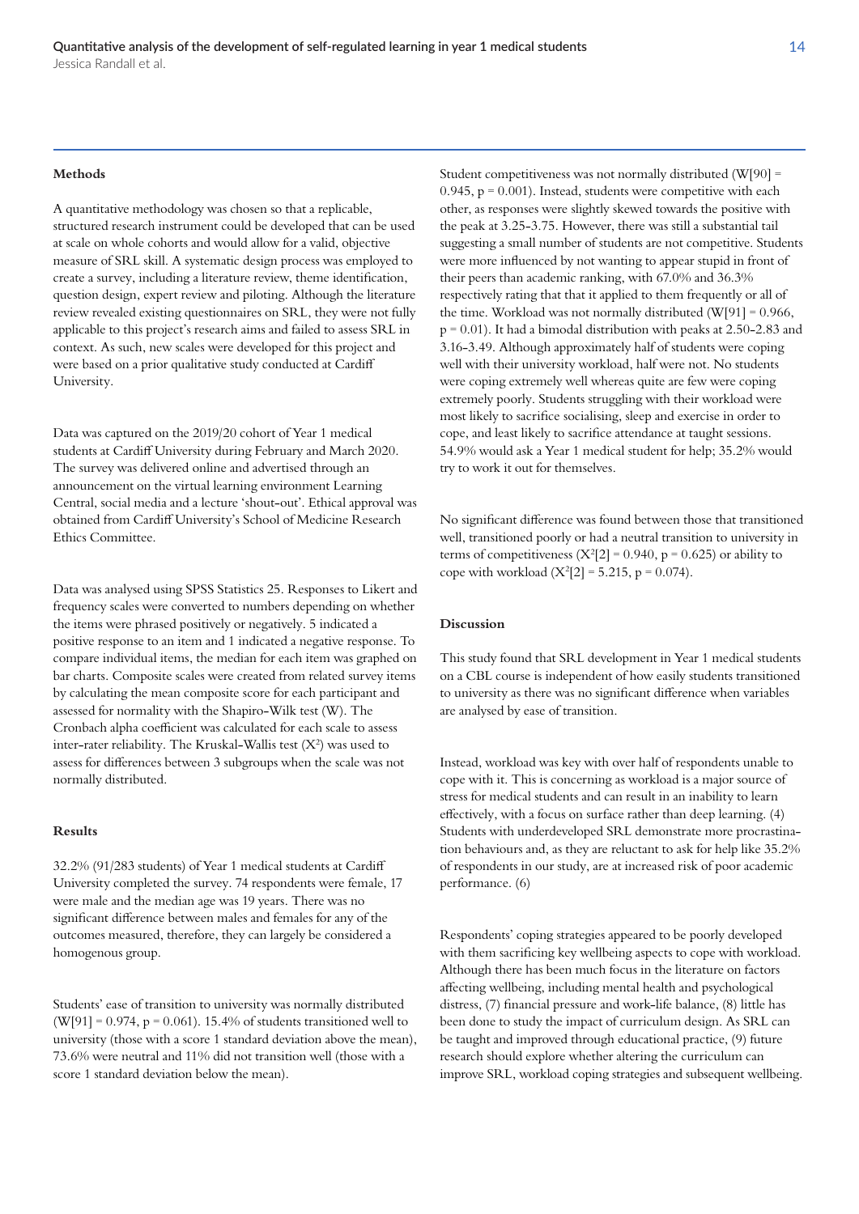## Methods

A quantitative methodology was chosen so that a replicable, structured research instrument could be developed that can be used at scale on whole cohorts and would allow for a valid, objective measure of SRL skill. A systematic design process was employed to create a survey, including a literature review, theme identification, question design, expert review and piloting. Although the literature review revealed existing questionnaires on SRL, they were not fully applicable to this project's research aims and failed to assess SRL in context. As such, new scales were developed for this project and were based on a prior qualitative study conducted at Cardiff University.

Data was captured on the 2019/20 cohort of Year 1 medical students at Cardiff University during February and March 2020. The survey was delivered online and advertised through an announcement on the virtual learning environment Learning Central, social media and a lecture 'shout-out'. Ethical approval was obtained from Cardiff University's School of Medicine Research Ethics Committee.

Data was analysed using SPSS Statistics 25. Responses to Likert and frequency scales were converted to numbers depending on whether the items were phrased positively or negatively. 5 indicated a positive response to an item and 1 indicated a negative response. To compare individual items, the median for each item was graphed on bar charts. Composite scales were created from related survey items by calculating the mean composite score for each participant and assessed for normality with the Shapiro-Wilk test (W). The Cronbach alpha coefficient was calculated for each scale to assess inter-rater reliability. The Kruskal-Wallis test ($X^2$) was used to assess for differences between 3 subgroups when the scale was not normally distributed.

## Results

32.2% (91/283 students) of Year 1 medical students at Cardiff University completed the survey. 74 respondents were female, 17 were male and the median age was 19 years. There was no significant difference between males and females for any of the outcomes measured, therefore, they can largely be considered a homogenous group.

Students' ease of transition to university was normally distributed ($W[91] = 0.974$, $p = 0.061$). 15.4% of students transitioned well to university (those with a score 1 standard deviation above the mean), 73.6% were neutral and 11% did not transition well (those with a score 1 standard deviation below the mean).

Student competitiveness was not normally distributed ($W[90] = 0.945$, $p = 0.001$). Instead, students were competitive with each other, as responses were slightly skewed towards the positive with the peak at 3.25-3.75. However, there was still a substantial tail suggesting a small number of students are not competitive. Students were more influenced by not wanting to appear stupid in front of their peers than academic ranking, with 67.0% and 36.3% respectively rating that that it applied to them frequently or all of the time. Workload was not normally distributed ($W[91] = 0.966$, $p = 0.01$). It had a bimodal distribution with peaks at 2.50-2.83 and 3.16-3.49. Although approximately half of students were coping well with their university workload, half were not. No students were coping extremely well whereas quite are few were coping extremely poorly. Students struggling with their workload were most likely to sacrifice socialising, sleep and exercise in order to cope, and least likely to sacrifice attendance at taught sessions. 54.9% would ask a Year 1 medical student for help; 35.2% would try to work it out for themselves.

No significant difference was found between those that transitioned well, transitioned poorly or had a neutral transition to university in terms of competitiveness ($X^2[2] = 0.940$, $p = 0.625$) or ability to cope with workload ($X^2[2] = 5.215$, $p = 0.074$).

## Discussion

This study found that SRL development in Year 1 medical students on a CBL course is independent of how easily students transitioned to university as there was no significant difference when variables are analysed by ease of transition.

Instead, workload was key with over half of respondents unable to cope with it. This is concerning as workload is a major source of stress for medical students and can result in an inability to learn effectively, with a focus on surface rather than deep learning. (4) Students with underdeveloped SRL demonstrate more procrastination behaviours and, as they are reluctant to ask for help like 35.2% of respondents in our study, are at increased risk of poor academic performance. (6)

Respondents' coping strategies appeared to be poorly developed with them sacrificing key wellbeing aspects to cope with workload. Although there has been much focus in the literature on factors affecting wellbeing, including mental health and psychological distress, (7) financial pressure and work-life balance, (8) little has been done to study the impact of curriculum design. As SRL can be taught and improved through educational practice, (9) future research should explore whether altering the curriculum can improve SRL, workload coping strategies and subsequent wellbeing.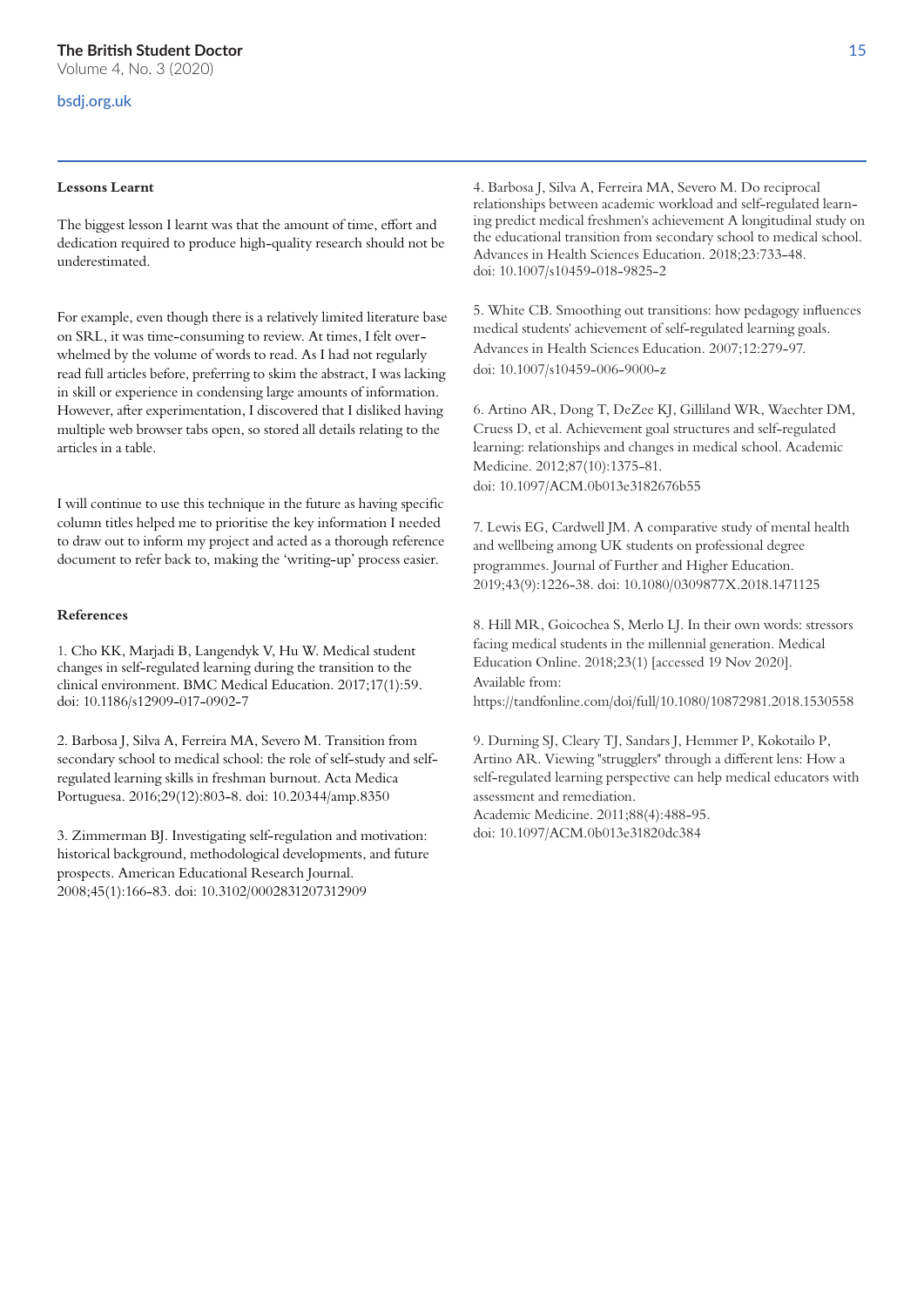### Lessons Learnt

The biggest lesson I learnt was that the amount of time, effort and dedication required to produce high-quality research should not be underestimated.

For example, even though there is a relatively limited literature base on SRL, it was time-consuming to review. At times, I felt overwhelmed by the volume of words to read. As I had not regularly read full articles before, preferring to skim the abstract, I was lacking in skill or experience in condensing large amounts of information. However, after experimentation, I discovered that I disliked having multiple web browser tabs open, so stored all details relating to the articles in a table.

I will continue to use this technique in the future as having specific column titles helped me to prioritise the key information I needed to draw out to inform my project and acted as a thorough reference document to refer back to, making the 'writing-up' process easier.

### References

1. Cho KK, Marjadi B, Langendyk V, Hu W. Medical student changes in self-regulated learning during the transition to the clinical environment. BMC Medical Education. 2017;17(1):59. doi: 10.1186/s12909-017-0902-7

2. Barbosa J, Silva A, Ferreira MA, Severo M. Transition from secondary school to medical school: the role of self-study and self-regulated learning skills in freshman burnout. Acta Medica Portuguesa. 2016;29(12):803-8. doi: 10.20344/amp.8350

3. Zimmerman BJ. Investigating self-regulation and motivation: historical background, methodological developments, and future prospects. American Educational Research Journal. 2008;45(1):166-83. doi: 10.3102/0002831207312909

4. Barbosa J, Silva A, Ferreira MA, Severo M. Do reciprocal relationships between academic workload and self-regulated learning predict medical freshmen's achievement A longitudinal study on the educational transition from secondary school to medical school. Advances in Health Sciences Education. 2018;23:733-48. doi: 10.1007/s10459-018-9825-2

5. White CB. Smoothing out transitions: how pedagogy influences medical students' achievement of self-regulated learning goals. Advances in Health Sciences Education. 2007;12:279-97. doi: 10.1007/s10459-006-9000-z

6. Artino AR, Dong T, DeZee KJ, Gilliland WR, Waechter DM, Cruess D, et al. Achievement goal structures and self-regulated learning: relationships and changes in medical school. Academic Medicine. 2012;87(10):1375-81. doi: 10.1097/ACM.0b013e3182676b55

7. Lewis EG, Cardwell JM. A comparative study of mental health and wellbeing among UK students on professional degree programmes. Journal of Further and Higher Education. 2019;43(9):1226-38. doi: 10.1080/0309877X.2018.1471125

8. Hill MR, Goicochea S, Merlo LJ. In their own words: stressors facing medical students in the millennial generation. Medical Education Online. 2018;23(1) [accessed 19 Nov 2020]. Available from: https://tandfonline.com/doi/full/10.1080/10872981.2018.1530558

9. Durning SJ, Cleary TJ, Sandars J, Hemmer P, Kokotailo P, Artino AR. Viewing "strugglers" through a different lens: How a self-regulated learning perspective can help medical educators with assessment and remediation. Academic Medicine. 2011;88(4):488-95. doi: 10.1097/ACM.0b013e31820dc384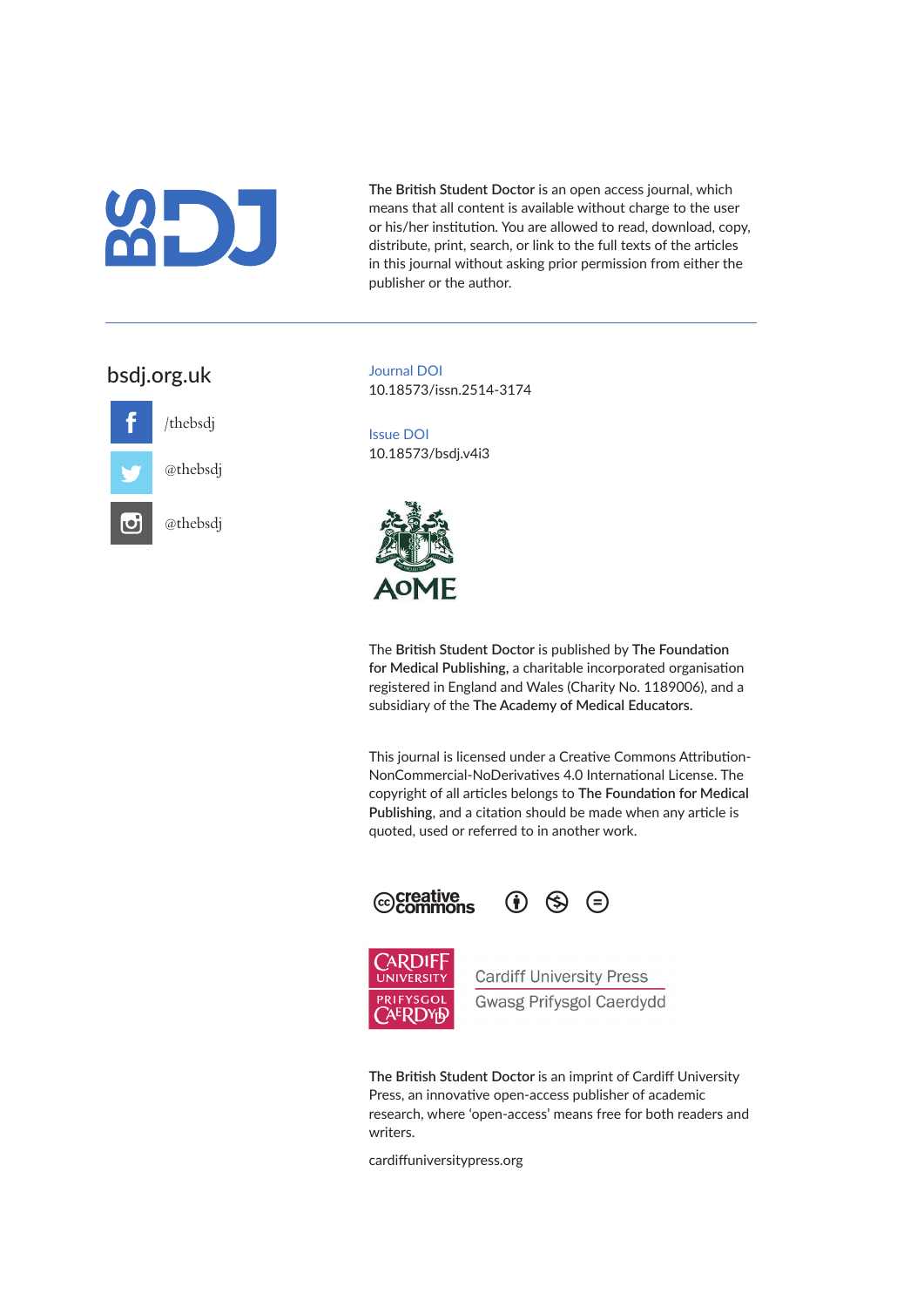**The British Student Doctor** is an open access journal, which means that all content is available without charge to the user or his/her institution. You are allowed to read, download, copy, distribute, print, search, or link to the full texts of the articles in this journal without asking prior permission from either the publisher or the author.

bsdj.org.uk

/thebsdj

@thebsdj

@thebsdj

Journal DOI
10.18573/issn.2514-3174

Issue DOI
10.18573/bsdj.v4i3

AoME

The **British Student Doctor** is published by **The Foundation for Medical Publishing**, a charitable incorporated organisation registered in England and Wales (Charity No. 1189006), and a subsidiary of the **The Academy of Medical Educators.**

This journal is licensed under a Creative Commons Attribution-NonCommercial-NoDerivatives 4.0 International License. The copyright of all articles belongs to **The Foundation for Medical Publishing**, and a citation should be made when any article is quoted, used or referred to in another work.

creative commons

CARDIFF UNIVERSITY PRIFYSGOL CAERDYDD

Cardiff University Press
Gwasg Prifysgol Caerdydd

**The British Student Doctor** is an imprint of Cardiff University Press, an innovative open-access publisher of academic research, where 'open-access' means free for both readers and writers.

cardiffuniversitypress.org